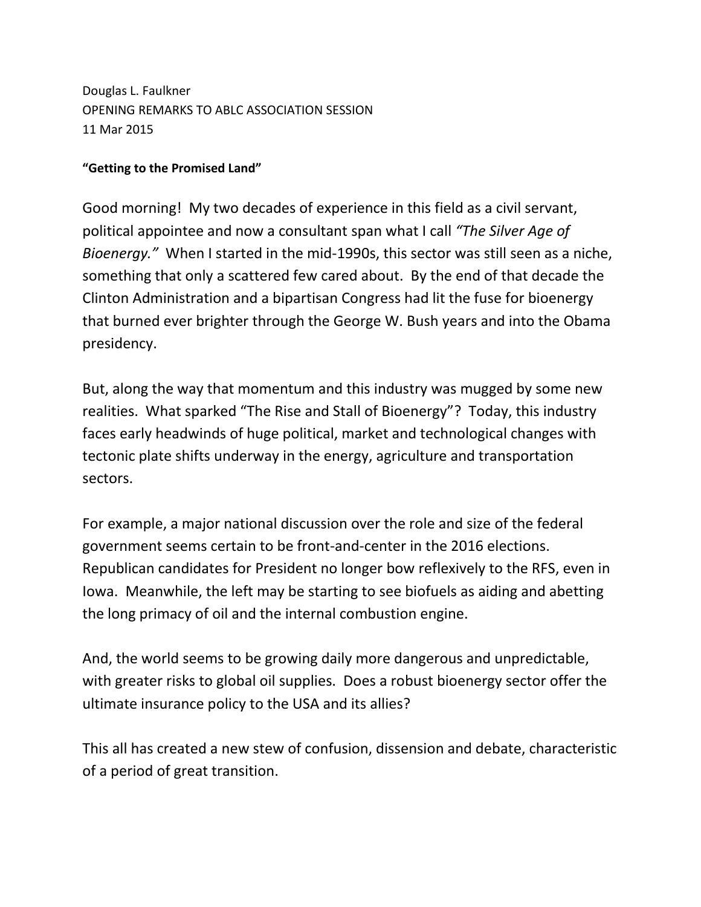Douglas L. Faulkner
OPENING REMARKS TO ABLC ASSOCIATION SESSION
11 Mar 2015

**"Getting to the Promised Land"**

Good morning! My two decades of experience in this field as a civil servant, political appointee and now a consultant span what I call *"The Silver Age of Bioenergy."* When I started in the mid-1990s, this sector was still seen as a niche, something that only a scattered few cared about. By the end of that decade the Clinton Administration and a bipartisan Congress had lit the fuse for bioenergy that burned ever brighter through the George W. Bush years and into the Obama presidency.

But, along the way that momentum and this industry was mugged by some new realities. What sparked "The Rise and Stall of Bioenergy"? Today, this industry faces early headwinds of huge political, market and technological changes with tectonic plate shifts underway in the energy, agriculture and transportation sectors.

For example, a major national discussion over the role and size of the federal government seems certain to be front-and-center in the 2016 elections. Republican candidates for President no longer bow reflexively to the RFS, even in Iowa. Meanwhile, the left may be starting to see biofuels as aiding and abetting the long primacy of oil and the internal combustion engine.

And, the world seems to be growing daily more dangerous and unpredictable, with greater risks to global oil supplies. Does a robust bioenergy sector offer the ultimate insurance policy to the USA and its allies?

This all has created a new stew of confusion, dissension and debate, characteristic of a period of great transition.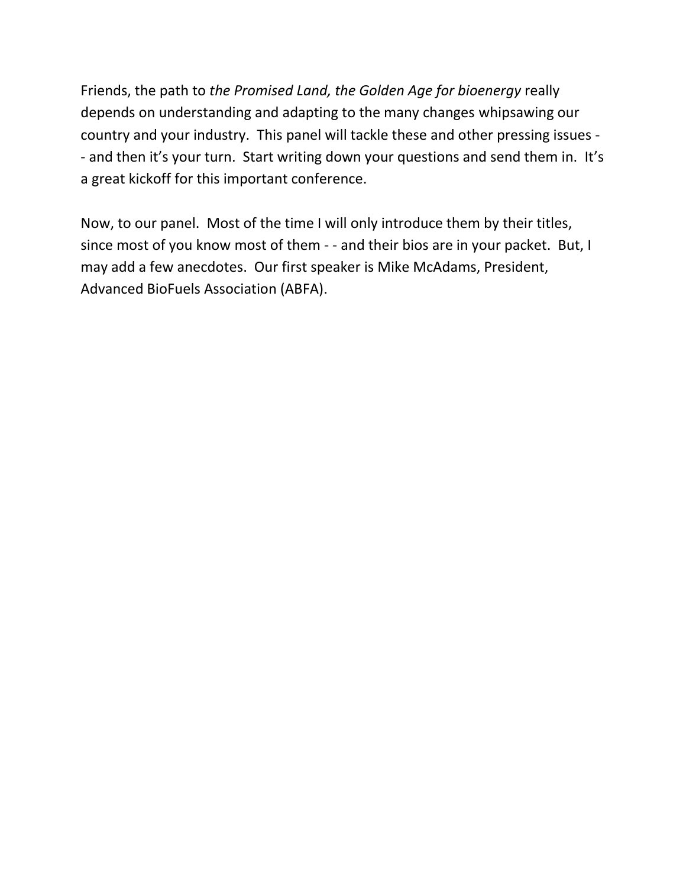Friends, the path to *the Promised Land, the Golden Age for bioenergy* really depends on understanding and adapting to the many changes whipsawing our country and your industry. This panel will tackle these and other pressing issues -- and then it's your turn. Start writing down your questions and send them in. It's a great kickoff for this important conference.

Now, to our panel. Most of the time I will only introduce them by their titles, since most of you know most of them - - and their bios are in your packet. But, I may add a few anecdotes. Our first speaker is Mike McAdams, President, Advanced BioFuels Association (ABFA).